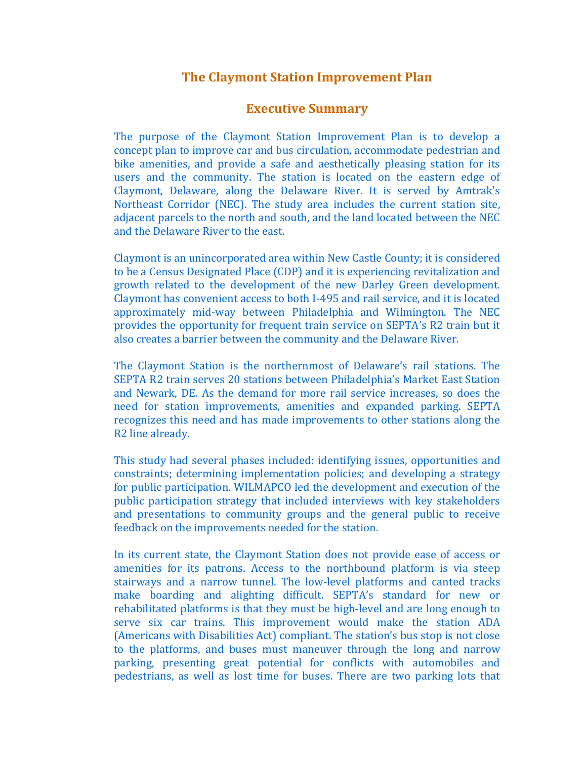# The Claymont Station Improvement Plan

## Executive Summary

The purpose of the Claymont Station Improvement Plan is to develop a concept plan to improve car and bus circulation, accommodate pedestrian and bike amenities, and provide a safe and aesthetically pleasing station for its users and the community. The station is located on the eastern edge of Claymont, Delaware, along the Delaware River. It is served by Amtrak's Northeast Corridor (NEC). The study area includes the current station site, adjacent parcels to the north and south, and the land located between the NEC and the Delaware River to the east.

Claymont is an unincorporated area within New Castle County; it is considered to be a Census Designated Place (CDP) and it is experiencing revitalization and growth related to the development of the new Darley Green development. Claymont has convenient access to both I-495 and rail service, and it is located approximately mid-way between Philadelphia and Wilmington. The NEC provides the opportunity for frequent train service on SEPTA's R2 train but it also creates a barrier between the community and the Delaware River.

The Claymont Station is the northernmost of Delaware's rail stations. The SEPTA R2 train serves 20 stations between Philadelphia's Market East Station and Newark, DE. As the demand for more rail service increases, so does the need for station improvements, amenities and expanded parking. SEPTA recognizes this need and has made improvements to other stations along the R2 line already.

This study had several phases included: identifying issues, opportunities and constraints; determining implementation policies; and developing a strategy for public participation. WILMAPCO led the development and execution of the public participation strategy that included interviews with key stakeholders and presentations to community groups and the general public to receive feedback on the improvements needed for the station.

In its current state, the Claymont Station does not provide ease of access or amenities for its patrons. Access to the northbound platform is via steep stairways and a narrow tunnel. The low-level platforms and canted tracks make boarding and alighting difficult. SEPTA's standard for new or rehabilitated platforms is that they must be high-level and are long enough to serve six car trains. This improvement would make the station ADA (Americans with Disabilities Act) compliant. The station's bus stop is not close to the platforms, and buses must maneuver through the long and narrow parking, presenting great potential for conflicts with automobiles and pedestrians, as well as lost time for buses. There are two parking lots that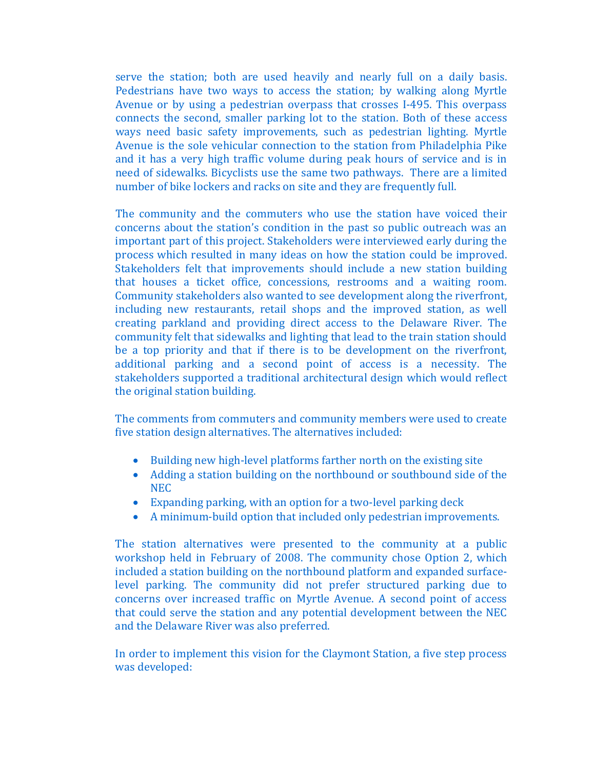serve the station; both are used heavily and nearly full on a daily basis. Pedestrians have two ways to access the station; by walking along Myrtle Avenue or by using a pedestrian overpass that crosses I-495. This overpass connects the second, smaller parking lot to the station. Both of these access ways need basic safety improvements, such as pedestrian lighting. Myrtle Avenue is the sole vehicular connection to the station from Philadelphia Pike and it has a very high traffic volume during peak hours of service and is in need of sidewalks. Bicyclists use the same two pathways. There are a limited number of bike lockers and racks on site and they are frequently full.

The community and the commuters who use the station have voiced their concerns about the station's condition in the past so public outreach was an important part of this project. Stakeholders were interviewed early during the process which resulted in many ideas on how the station could be improved. Stakeholders felt that improvements should include a new station building that houses a ticket office, concessions, restrooms and a waiting room. Community stakeholders also wanted to see development along the riverfront, including new restaurants, retail shops and the improved station, as well creating parkland and providing direct access to the Delaware River. The community felt that sidewalks and lighting that lead to the train station should be a top priority and that if there is to be development on the riverfront, additional parking and a second point of access is a necessity. The stakeholders supported a traditional architectural design which would reflect the original station building.

The comments from commuters and community members were used to create five station design alternatives. The alternatives included:

- Building new high-level platforms farther north on the existing site
- Adding a station building on the northbound or southbound side of the NEC
- Expanding parking, with an option for a two-level parking deck
- A minimum-build option that included only pedestrian improvements.

The station alternatives were presented to the community at a public workshop held in February of 2008. The community chose Option 2, which included a station building on the northbound platform and expanded surface-level parking. The community did not prefer structured parking due to concerns over increased traffic on Myrtle Avenue. A second point of access that could serve the station and any potential development between the NEC and the Delaware River was also preferred.

In order to implement this vision for the Claymont Station, a five step process was developed: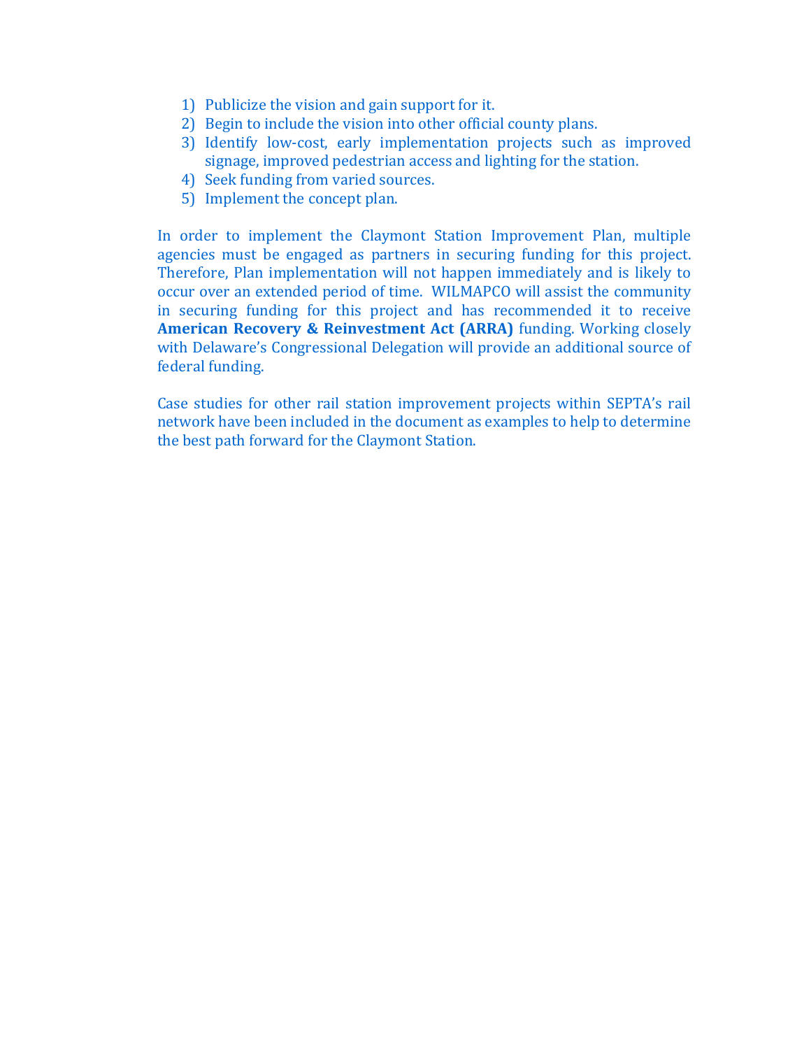1) Publicize the vision and gain support for it.
2) Begin to include the vision into other official county plans.
3) Identify low-cost, early implementation projects such as improved signage, improved pedestrian access and lighting for the station.
4) Seek funding from varied sources.
5) Implement the concept plan.

In order to implement the Claymont Station Improvement Plan, multiple agencies must be engaged as partners in securing funding for this project. Therefore, Plan implementation will not happen immediately and is likely to occur over an extended period of time. WILMAPCO will assist the community in securing funding for this project and has recommended it to receive **American Recovery & Reinvestment Act (ARRA)** funding. Working closely with Delaware's Congressional Delegation will provide an additional source of federal funding.

Case studies for other rail station improvement projects within SEPTA's rail network have been included in the document as examples to help to determine the best path forward for the Claymont Station.